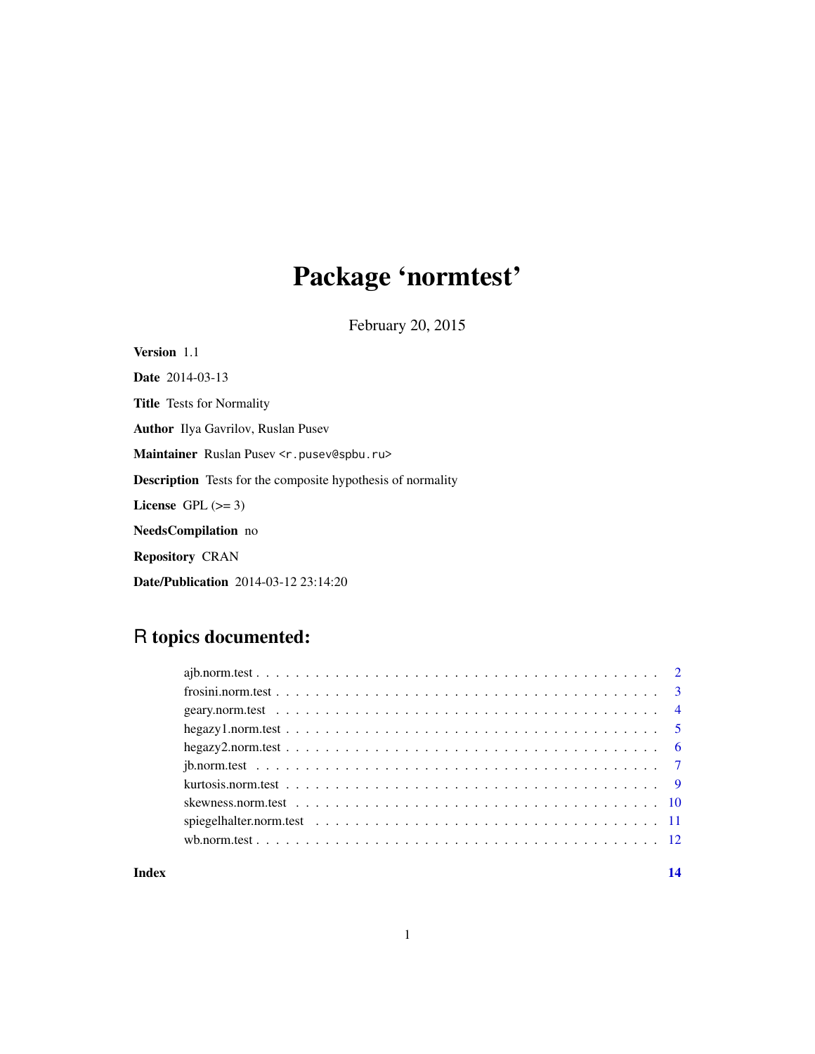# Package 'normtest'

February 20, 2015

**Version** 1.1

**Date** 2014-03-13

**Title** Tests for Normality

**Author** Ilya Gavrilov, Ruslan Pusev

**Maintainer** Ruslan Pusev <r.pusev@spbu.ru>

**Description** Tests for the composite hypothesis of normality

**License** GPL (>= 3)

**NeedsCompilation** no

**Repository** CRAN

**Date/Publication** 2014-03-12 23:14:20

## R topics documented:

- ajb.norm.test . . . . . . . . . . . . . . . . . . . . . . . . . . . . . . . . . . . . . . . . 2
- frosini.norm.test . . . . . . . . . . . . . . . . . . . . . . . . . . . . . . . . . . . . . . 3
- geary.norm.test . . . . . . . . . . . . . . . . . . . . . . . . . . . . . . . . . . . . . . 4
- hegazy1.norm.test . . . . . . . . . . . . . . . . . . . . . . . . . . . . . . . . . . . . . 5
- hegazy2.norm.test . . . . . . . . . . . . . . . . . . . . . . . . . . . . . . . . . . . . . 6
- jb.norm.test . . . . . . . . . . . . . . . . . . . . . . . . . . . . . . . . . . . . . . . . 7
- kurtosis.norm.test . . . . . . . . . . . . . . . . . . . . . . . . . . . . . . . . . . . . . 9
- skewness.norm.test . . . . . . . . . . . . . . . . . . . . . . . . . . . . . . . . . . . . 10
- spiegelhalter.norm.test . . . . . . . . . . . . . . . . . . . . . . . . . . . . . . . . . . 11
- wb.norm.test . . . . . . . . . . . . . . . . . . . . . . . . . . . . . . . . . . . . . . . . 12

**Index** **14**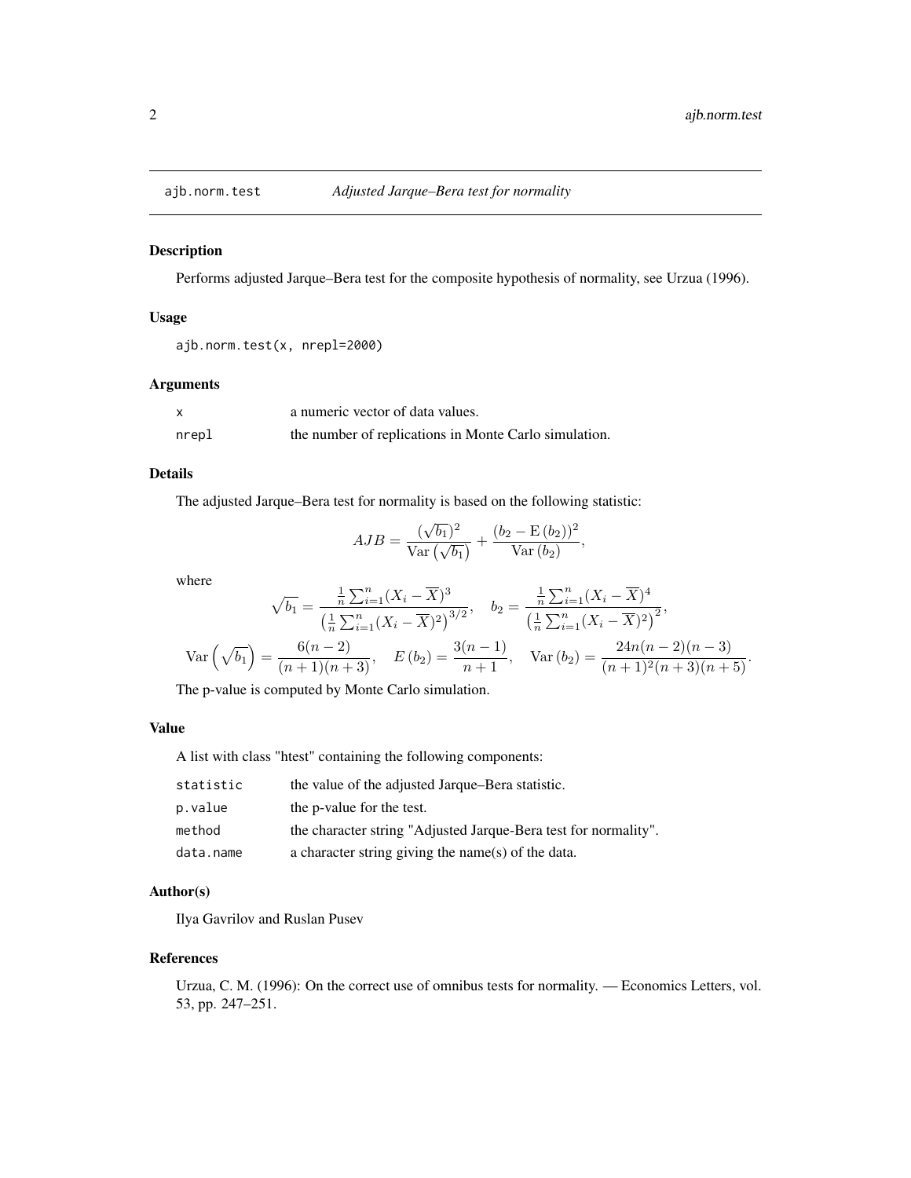## ajb.norm.test — *Adjusted Jarque–Bera test for normality*

### Description

Performs adjusted Jarque–Bera test for the composite hypothesis of normality, see Urzua (1996).

### Usage

```
ajb.norm.test(x, nrepl=2000)
```

### Arguments

| | |
|---|---|
| x | a numeric vector of data values. |
| nrepl | the number of replications in Monte Carlo simulation. |

### Details

The adjusted Jarque–Bera test for normality is based on the following statistic:

$$AJB = \frac{(\sqrt{b_1})^2}{\mathrm{Var}\left(\sqrt{b_1}\right)} + \frac{(b_2 - \mathrm{E}\left(b_2\right))^2}{\mathrm{Var}\left(b_2\right)},$$

where

$$\sqrt{b_1} = \frac{\frac{1}{n}\sum_{i=1}^{n}(X_i - \overline{X})^3}{\left(\frac{1}{n}\sum_{i=1}^{n}(X_i - \overline{X})^2\right)^{3/2}}, \quad b_2 = \frac{\frac{1}{n}\sum_{i=1}^{n}(X_i - \overline{X})^4}{\left(\frac{1}{n}\sum_{i=1}^{n}(X_i - \overline{X})^2\right)^2},$$

$$\mathrm{Var}\left(\sqrt{b_1}\right) = \frac{6(n-2)}{(n+1)(n+3)}, \quad E\left(b_2\right) = \frac{3(n-1)}{n+1}, \quad \mathrm{Var}\left(b_2\right) = \frac{24n(n-2)(n-3)}{(n+1)^2(n+3)(n+5)}.$$

The p-value is computed by Monte Carlo simulation.

### Value

A list with class "htest" containing the following components:

| | |
|---|---|
| statistic | the value of the adjusted Jarque–Bera statistic. |
| p.value | the p-value for the test. |
| method | the character string "Adjusted Jarque-Bera test for normality". |
| data.name | a character string giving the name(s) of the data. |

### Author(s)

Ilya Gavrilov and Ruslan Pusev

### References

Urzua, C. M. (1996): On the correct use of omnibus tests for normality. — Economics Letters, vol. 53, pp. 247–251.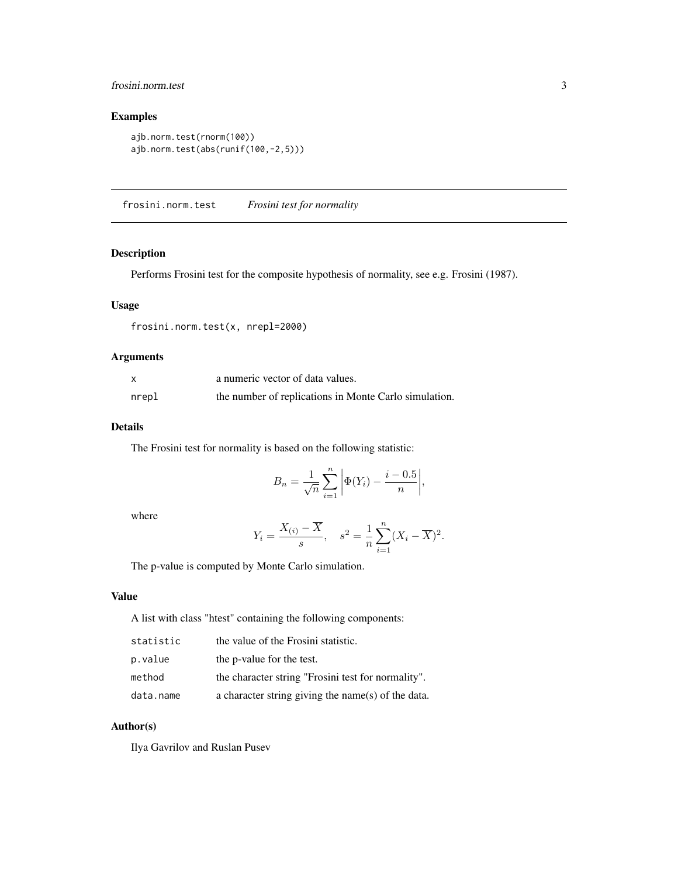## Examples

```
ajb.norm.test(rnorm(100))
ajb.norm.test(abs(runif(100,-2,5)))
```

---

# frosini.norm.test *Frosini test for normality*

---

## Description

Performs Frosini test for the composite hypothesis of normality, see e.g. Frosini (1987).

## Usage

```
frosini.norm.test(x, nrepl=2000)
```

## Arguments

| | |
|---|---|
| `x` | a numeric vector of data values. |
| `nrepl` | the number of replications in Monte Carlo simulation. |

## Details

The Frosini test for normality is based on the following statistic:

$$B_n = \frac{1}{\sqrt{n}} \sum_{i=1}^{n} \left| \Phi(Y_i) - \frac{i - 0.5}{n} \right|,$$

where

$$Y_i = \frac{X_{(i)} - \overline{X}}{s}, \quad s^2 = \frac{1}{n} \sum_{i=1}^{n} (X_i - \overline{X})^2.$$

The p-value is computed by Monte Carlo simulation.

## Value

A list with class "htest" containing the following components:

| | |
|---|---|
| `statistic` | the value of the Frosini statistic. |
| `p.value` | the p-value for the test. |
| `method` | the character string "Frosini test for normality". |
| `data.name` | a character string giving the name(s) of the data. |

## Author(s)

Ilya Gavrilov and Ruslan Pusev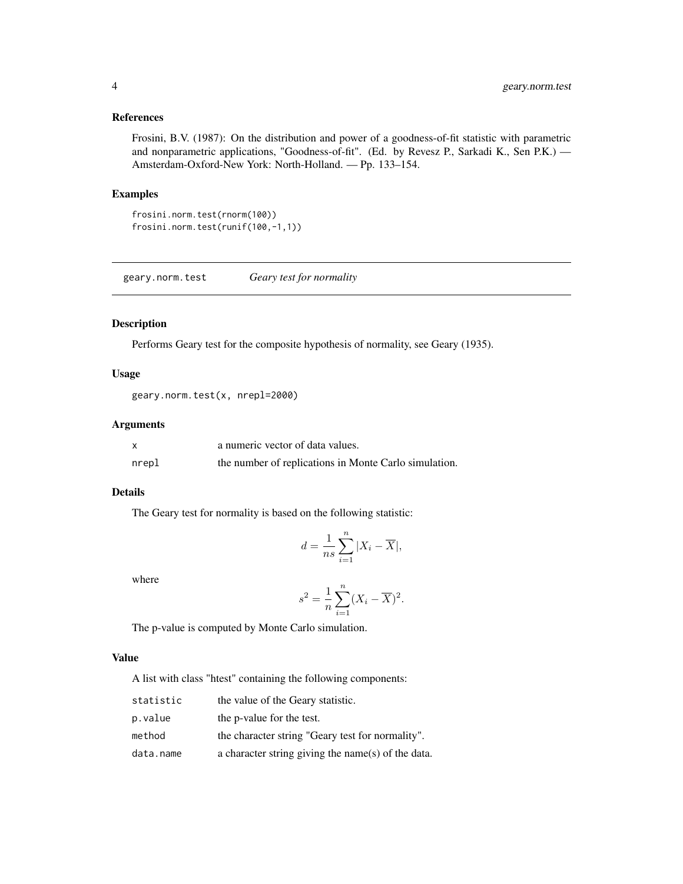### References

Frosini, B.V. (1987): On the distribution and power of a goodness-of-fit statistic with parametric and nonparametric applications, "Goodness-of-fit". (Ed. by Revesz P., Sarkadi K., Sen P.K.) — Amsterdam-Oxford-New York: North-Holland. — Pp. 133–154.

### Examples

```
frosini.norm.test(rnorm(100))
frosini.norm.test(runif(100,-1,1))
```

---

## geary.norm.test *Geary test for normality*

---

### Description

Performs Geary test for the composite hypothesis of normality, see Geary (1935).

### Usage

```
geary.norm.test(x, nrepl=2000)
```

### Arguments

| | |
|---|---|
| x | a numeric vector of data values. |
| nrepl | the number of replications in Monte Carlo simulation. |

### Details

The Geary test for normality is based on the following statistic:

$$d = \frac{1}{ns} \sum_{i=1}^{n} |X_i - \overline{X}|,$$

where

$$s^2 = \frac{1}{n} \sum_{i=1}^{n} (X_i - \overline{X})^2.$$

The p-value is computed by Monte Carlo simulation.

### Value

A list with class "htest" containing the following components:

| | |
|---|---|
| statistic | the value of the Geary statistic. |
| p.value | the p-value for the test. |
| method | the character string "Geary test for normality". |
| data.name | a character string giving the name(s) of the data. |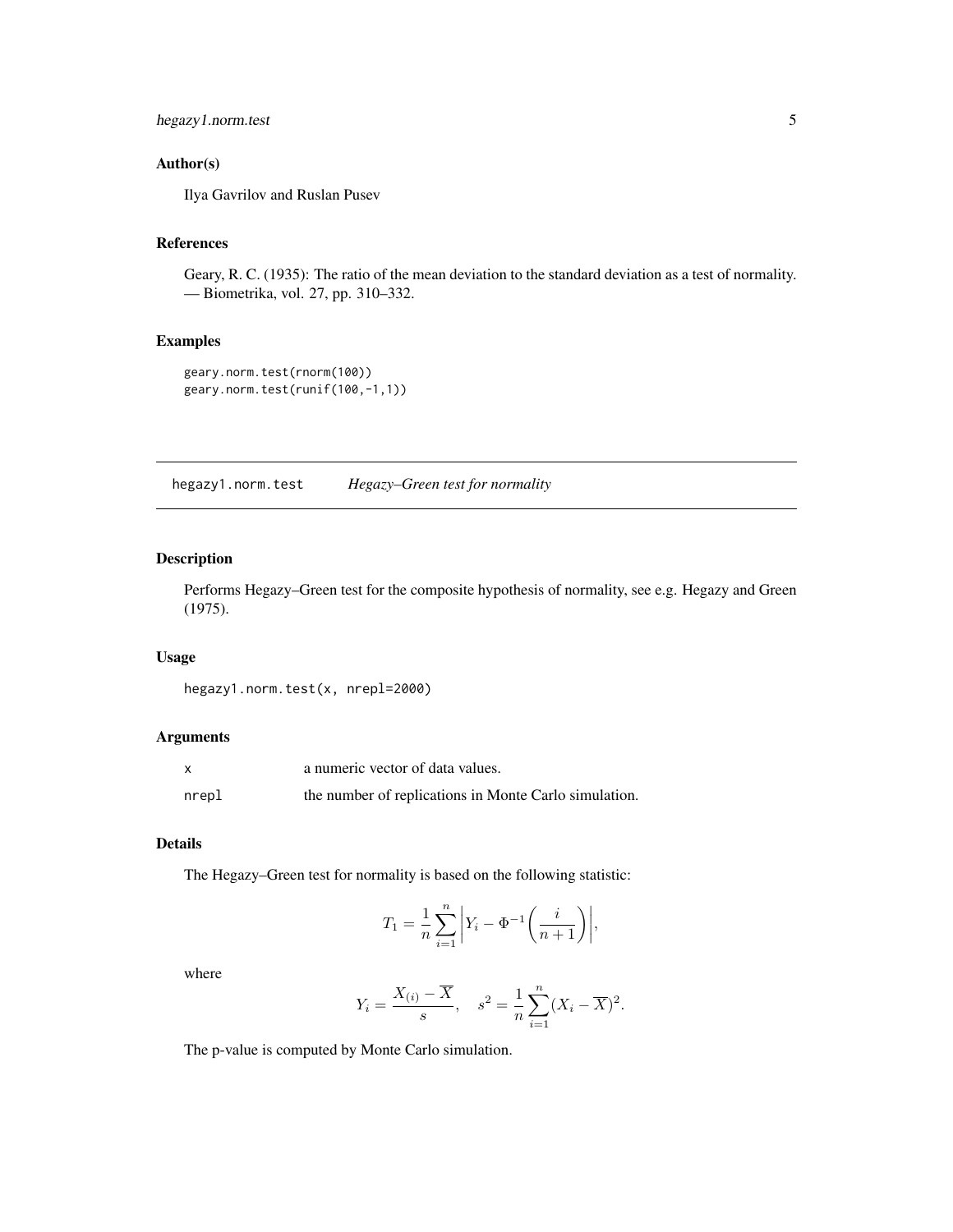### Author(s)

Ilya Gavrilov and Ruslan Pusev

### References

Geary, R. C. (1935): The ratio of the mean deviation to the standard deviation as a test of normality. — Biometrika, vol. 27, pp. 310–332.

### Examples

```
geary.norm.test(rnorm(100))
geary.norm.test(runif(100,-1,1))
```

---

## hegazy1.norm.test — *Hegazy–Green test for normality*

### Description

Performs Hegazy–Green test for the composite hypothesis of normality, see e.g. Hegazy and Green (1975).

### Usage

```
hegazy1.norm.test(x, nrepl=2000)
```

### Arguments

| | |
|---|---|
| x | a numeric vector of data values. |
| nrepl | the number of replications in Monte Carlo simulation. |

### Details

The Hegazy–Green test for normality is based on the following statistic:

$$T_1 = \frac{1}{n} \sum_{i=1}^{n} \left| Y_i - \Phi^{-1}\left( \frac{i}{n+1} \right) \right|,$$

where

$$Y_i = \frac{X_{(i)} - \overline{X}}{s}, \quad s^2 = \frac{1}{n} \sum_{i=1}^{n} (X_i - \overline{X})^2.$$

The p-value is computed by Monte Carlo simulation.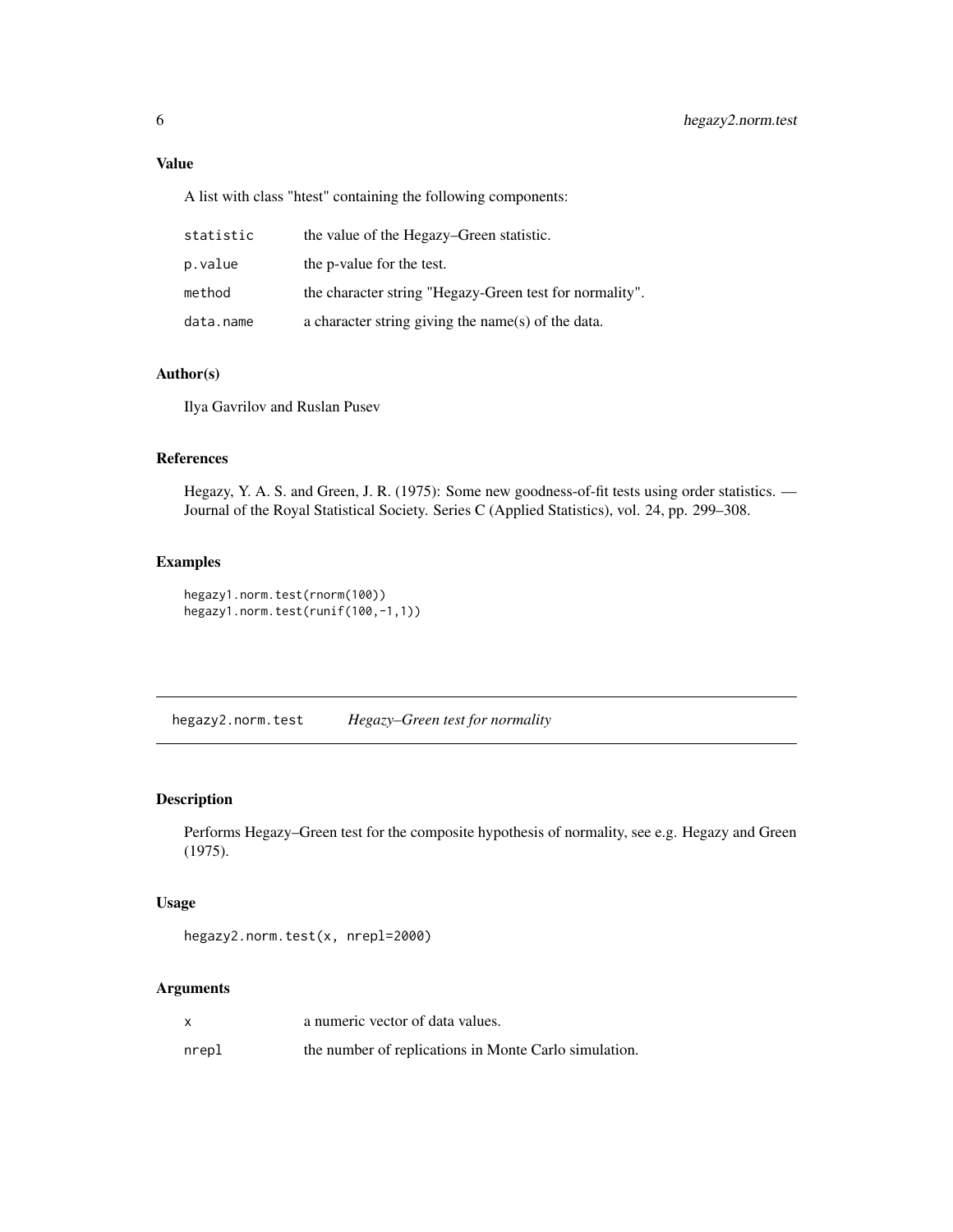### Value

A list with class "htest" containing the following components:

| | |
|---|---|
| `statistic` | the value of the Hegazy–Green statistic. |
| `p.value` | the p-value for the test. |
| `method` | the character string "Hegazy-Green test for normality". |
| `data.name` | a character string giving the name(s) of the data. |

### Author(s)

Ilya Gavrilov and Ruslan Pusev

### References

Hegazy, Y. A. S. and Green, J. R. (1975): Some new goodness-of-fit tests using order statistics. — Journal of the Royal Statistical Society. Series C (Applied Statistics), vol. 24, pp. 299–308.

### Examples

```
hegazy1.norm.test(rnorm(100))
hegazy1.norm.test(runif(100,-1,1))
```

---

## hegazy2.norm.test *Hegazy–Green test for normality*

---

### Description

Performs Hegazy–Green test for the composite hypothesis of normality, see e.g. Hegazy and Green (1975).

### Usage

```
hegazy2.norm.test(x, nrepl=2000)
```

### Arguments

| | |
|---|---|
| `x` | a numeric vector of data values. |
| `nrepl` | the number of replications in Monte Carlo simulation. |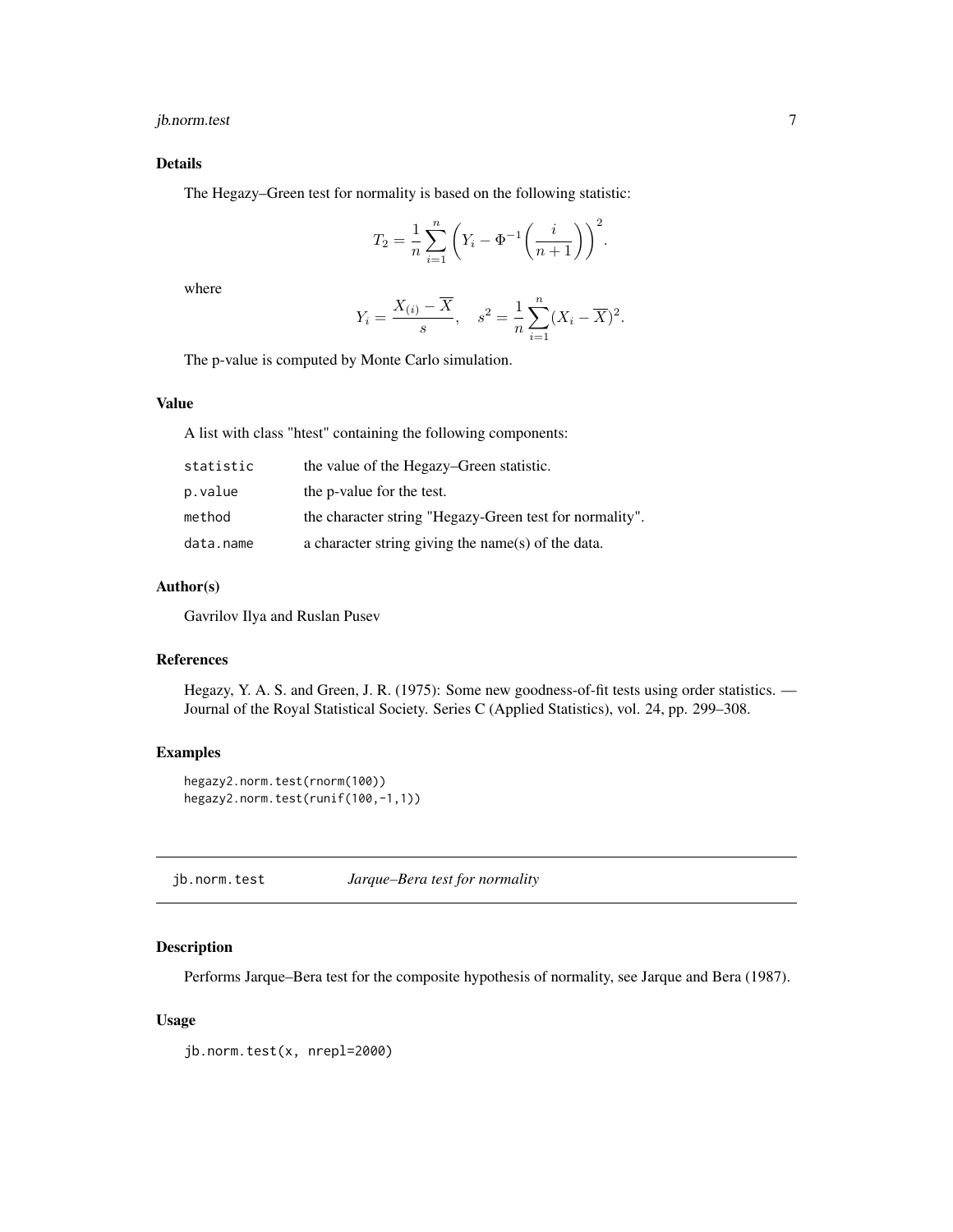### Details

The Hegazy–Green test for normality is based on the following statistic:

$$T_2 = \frac{1}{n}\sum_{i=1}^{n}\left(Y_i - \Phi^{-1}\left(\frac{i}{n+1}\right)\right)^2.$$

where

$$Y_i = \frac{X_{(i)} - \overline{X}}{s}, \quad s^2 = \frac{1}{n}\sum_{i=1}^{n}(X_i - \overline{X})^2.$$

The p-value is computed by Monte Carlo simulation.

### Value

A list with class "htest" containing the following components:

| | |
|---|---|
| `statistic` | the value of the Hegazy–Green statistic. |
| `p.value` | the p-value for the test. |
| `method` | the character string "Hegazy-Green test for normality". |
| `data.name` | a character string giving the name(s) of the data. |

### Author(s)

Gavrilov Ilya and Ruslan Pusev

### References

Hegazy, Y. A. S. and Green, J. R. (1975): Some new goodness-of-fit tests using order statistics. — Journal of the Royal Statistical Society. Series C (Applied Statistics), vol. 24, pp. 299–308.

### Examples

```
hegazy2.norm.test(rnorm(100))
hegazy2.norm.test(runif(100,-1,1))
```

---

## jb.norm.test — *Jarque–Bera test for normality*

### Description

Performs Jarque–Bera test for the composite hypothesis of normality, see Jarque and Bera (1987).

### Usage

```
jb.norm.test(x, nrepl=2000)
```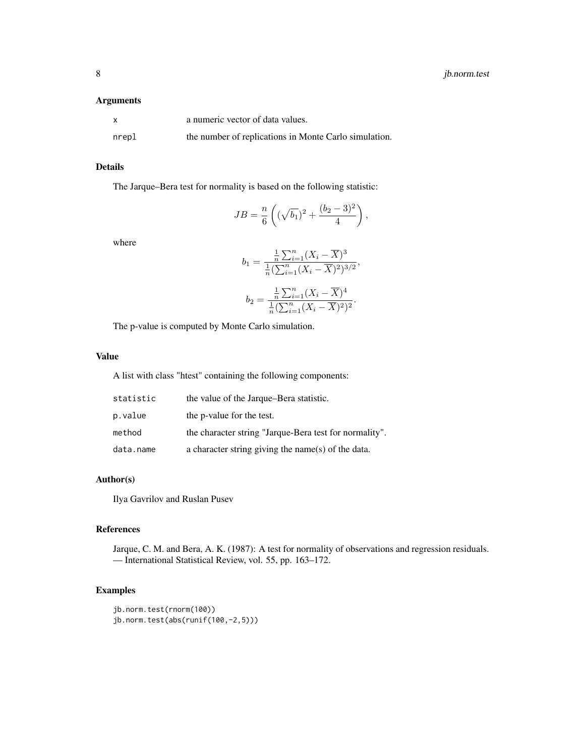### Arguments

| | |
|---|---|
| `x` | a numeric vector of data values. |
| `nrepl` | the number of replications in Monte Carlo simulation. |

### Details

The Jarque–Bera test for normality is based on the following statistic:

$$JB = \frac{n}{6}\left((\sqrt{b_1})^2 + \frac{(b_2-3)^2}{4}\right),$$

where

$$b_1 = \frac{\frac{1}{n}\sum_{i=1}^{n}(X_i - \overline{X})^3}{\frac{1}{n}(\sum_{i=1}^{n}(X_i - \overline{X})^2)^{3/2}},$$

$$b_2 = \frac{\frac{1}{n}\sum_{i=1}^{n}(X_i - \overline{X})^4}{\frac{1}{n}(\sum_{i=1}^{n}(X_i - \overline{X})^2)^2}.$$

The p-value is computed by Monte Carlo simulation.

### Value

A list with class "htest" containing the following components:

| | |
|---|---|
| `statistic` | the value of the Jarque–Bera statistic. |
| `p.value` | the p-value for the test. |
| `method` | the character string "Jarque-Bera test for normality". |
| `data.name` | a character string giving the name(s) of the data. |

### Author(s)

Ilya Gavrilov and Ruslan Pusev

### References

Jarque, C. M. and Bera, A. K. (1987): A test for normality of observations and regression residuals. — International Statistical Review, vol. 55, pp. 163–172.

### Examples

```
jb.norm.test(rnorm(100))
jb.norm.test(abs(runif(100,-2,5)))
```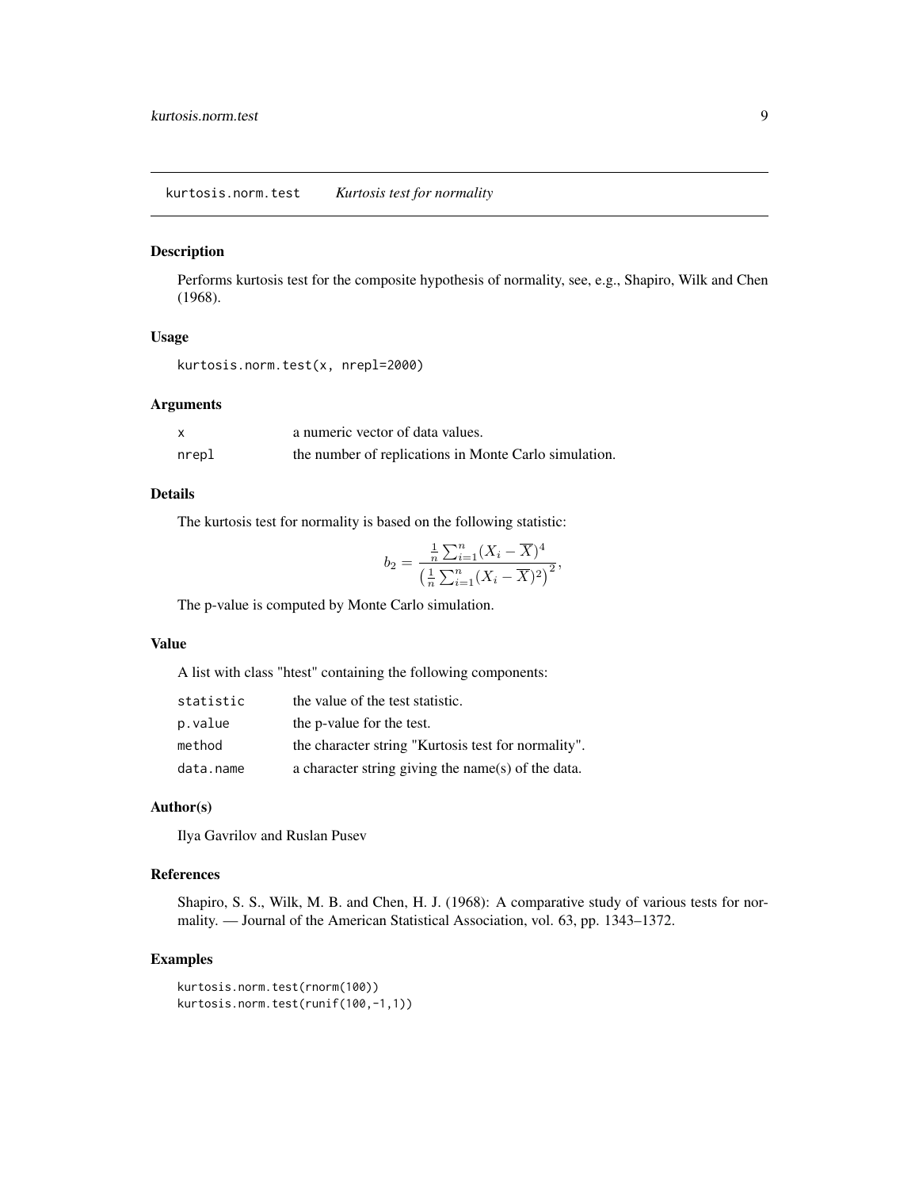## kurtosis.norm.test *Kurtosis test for normality*

### Description

Performs kurtosis test for the composite hypothesis of normality, see, e.g., Shapiro, Wilk and Chen (1968).

### Usage

```
kurtosis.norm.test(x, nrepl=2000)
```

### Arguments

| | |
|---|---|
| x | a numeric vector of data values. |
| nrepl | the number of replications in Monte Carlo simulation. |

### Details

The kurtosis test for normality is based on the following statistic:

$$b_2 = \frac{\frac{1}{n}\sum_{i=1}^{n}(X_i - \overline{X})^4}{\left(\frac{1}{n}\sum_{i=1}^{n}(X_i - \overline{X})^2\right)^2},$$

The p-value is computed by Monte Carlo simulation.

### Value

A list with class "htest" containing the following components:

| | |
|---|---|
| statistic | the value of the test statistic. |
| p.value | the p-value for the test. |
| method | the character string "Kurtosis test for normality". |
| data.name | a character string giving the name(s) of the data. |

### Author(s)

Ilya Gavrilov and Ruslan Pusev

### References

Shapiro, S. S., Wilk, M. B. and Chen, H. J. (1968): A comparative study of various tests for normality. — Journal of the American Statistical Association, vol. 63, pp. 1343–1372.

### Examples

```
kurtosis.norm.test(rnorm(100))
kurtosis.norm.test(runif(100,-1,1))
```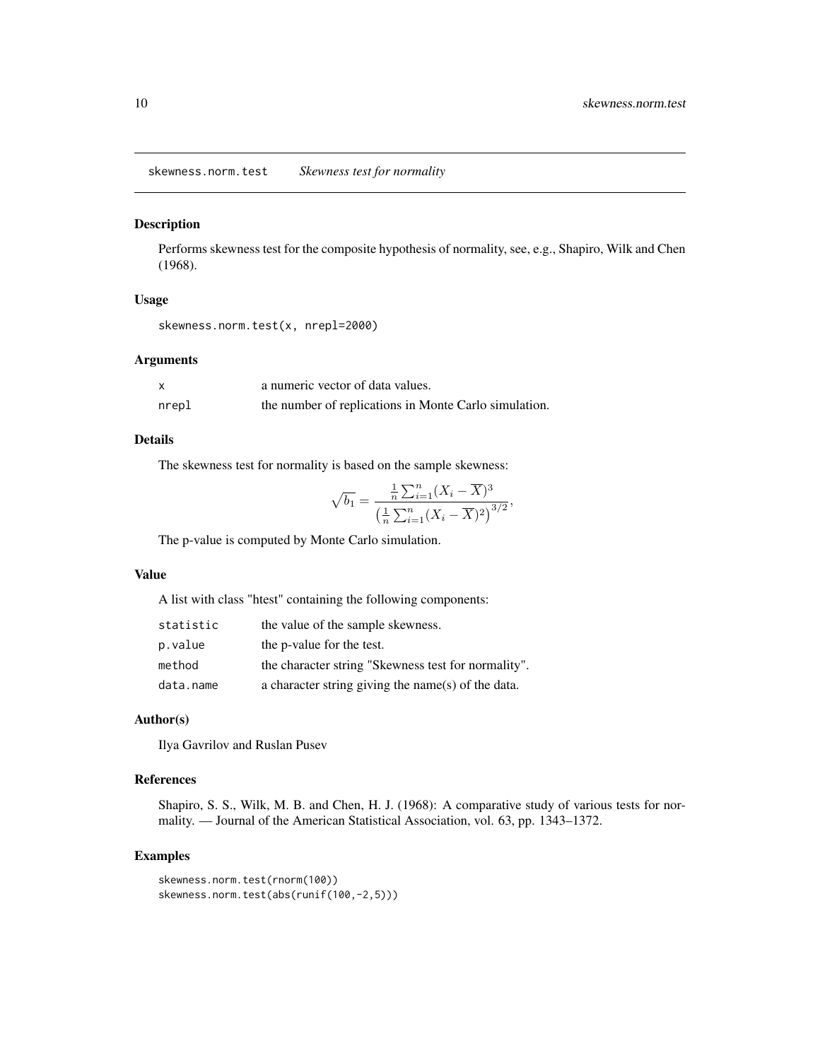## skewness.norm.test *Skewness test for normality*

### Description

Performs skewness test for the composite hypothesis of normality, see, e.g., Shapiro, Wilk and Chen (1968).

### Usage

```
skewness.norm.test(x, nrepl=2000)
```

### Arguments

| | |
|---|---|
| x | a numeric vector of data values. |
| nrepl | the number of replications in Monte Carlo simulation. |

### Details

The skewness test for normality is based on the sample skewness:

$$\sqrt{b_1} = \frac{\frac{1}{n}\sum_{i=1}^{n}(X_i - \overline{X})^3}{\left(\frac{1}{n}\sum_{i=1}^{n}(X_i - \overline{X})^2\right)^{3/2}},$$

The p-value is computed by Monte Carlo simulation.

### Value

A list with class "htest" containing the following components:

| | |
|---|---|
| statistic | the value of the sample skewness. |
| p.value | the p-value for the test. |
| method | the character string "Skewness test for normality". |
| data.name | a character string giving the name(s) of the data. |

### Author(s)

Ilya Gavrilov and Ruslan Pusev

### References

Shapiro, S. S., Wilk, M. B. and Chen, H. J. (1968): A comparative study of various tests for normality. — Journal of the American Statistical Association, vol. 63, pp. 1343–1372.

### Examples

```
skewness.norm.test(rnorm(100))
skewness.norm.test(abs(runif(100,-2,5)))
```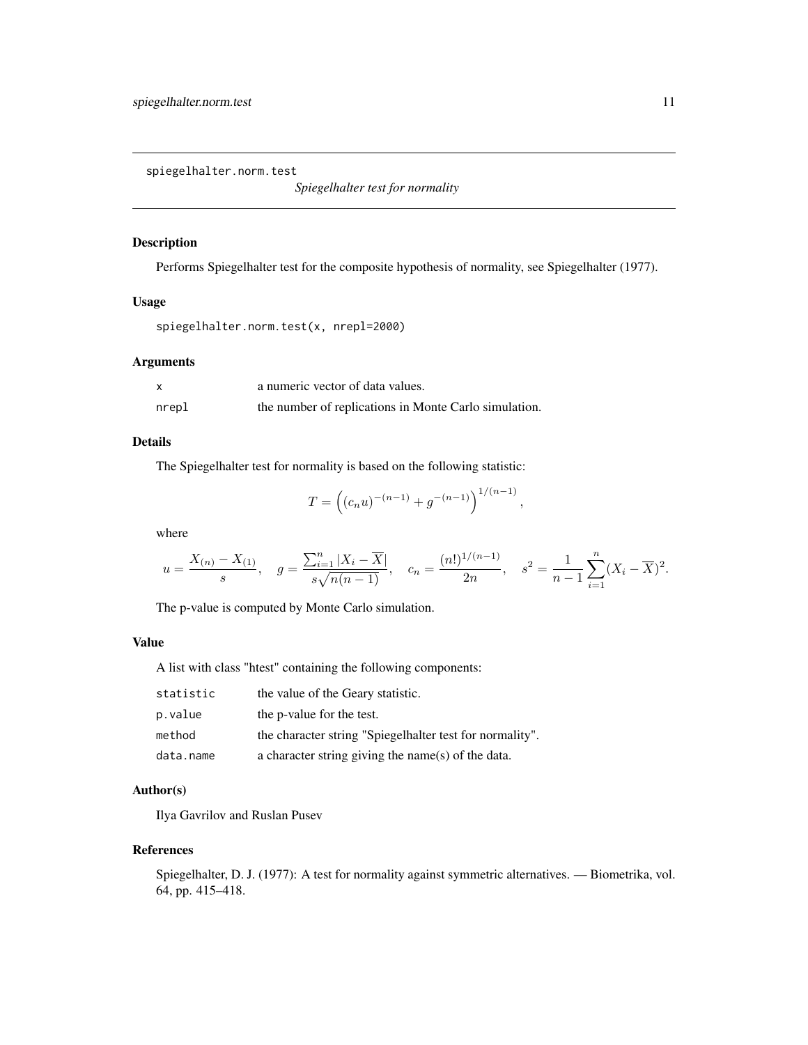spiegelhalter.norm.test *Spiegelhalter test for normality*

### Description

Performs Spiegelhalter test for the composite hypothesis of normality, see Spiegelhalter (1977).

### Usage

```
spiegelhalter.norm.test(x, nrepl=2000)
```

### Arguments

| | |
|---|---|
| x | a numeric vector of data values. |
| nrepl | the number of replications in Monte Carlo simulation. |

### Details

The Spiegelhalter test for normality is based on the following statistic:

$$T = \left( (c_n u)^{-(n-1)} + g^{-(n-1)} \right)^{1/(n-1)},$$

where

$$u = \frac{X_{(n)} - X_{(1)}}{s}, \quad g = \frac{\sum_{i=1}^{n} |X_i - \overline{X}|}{s\sqrt{n(n-1)}}, \quad c_n = \frac{(n!)^{1/(n-1)}}{2n}, \quad s^2 = \frac{1}{n-1}\sum_{i=1}^{n}(X_i - \overline{X})^2.$$

The p-value is computed by Monte Carlo simulation.

### Value

A list with class "htest" containing the following components:

| | |
|---|---|
| statistic | the value of the Geary statistic. |
| p.value | the p-value for the test. |
| method | the character string "Spiegelhalter test for normality". |
| data.name | a character string giving the name(s) of the data. |

### Author(s)

Ilya Gavrilov and Ruslan Pusev

### References

Spiegelhalter, D. J. (1977): A test for normality against symmetric alternatives. — Biometrika, vol. 64, pp. 415–418.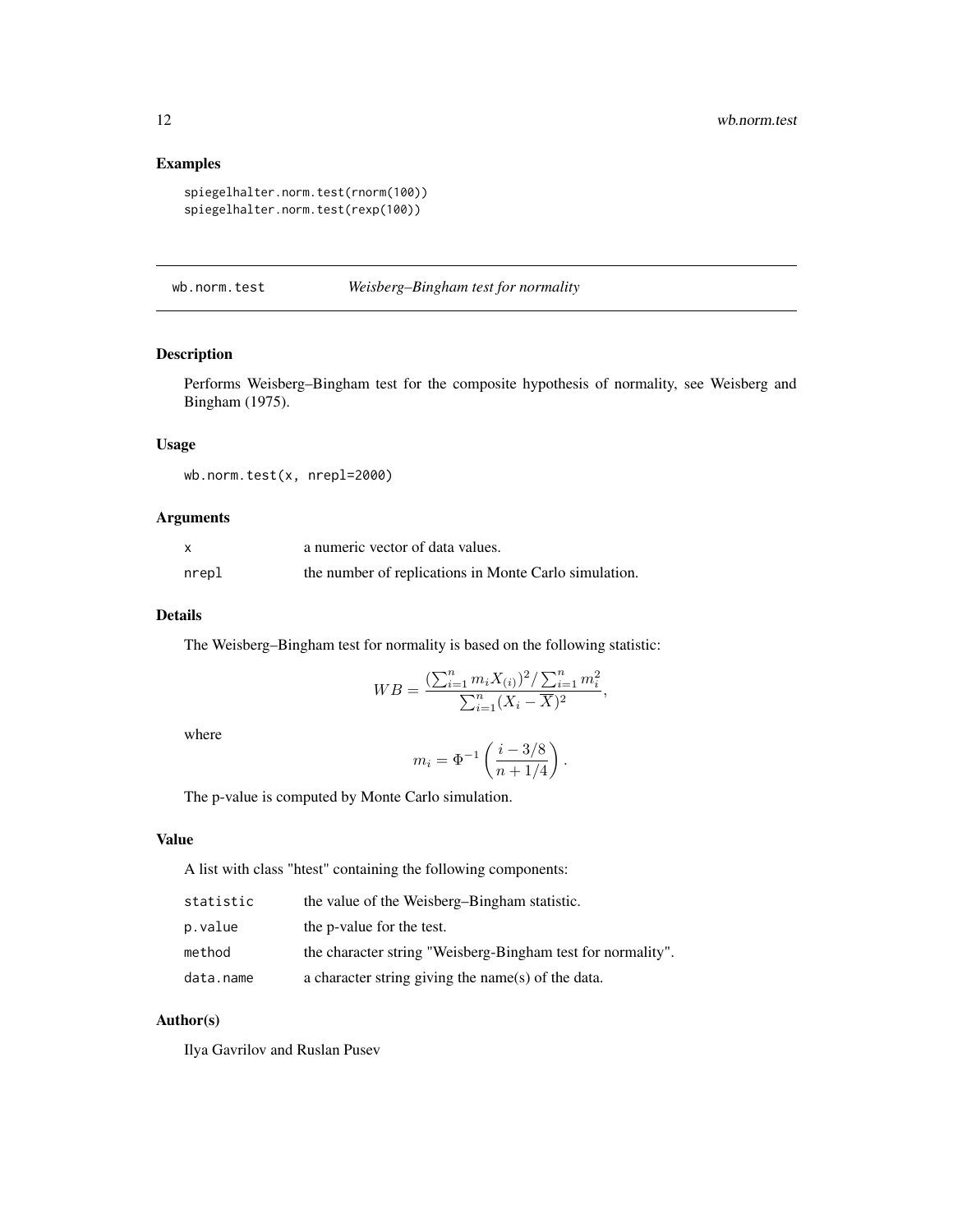## Examples

```
spiegelhalter.norm.test(rnorm(100))
spiegelhalter.norm.test(rexp(100))
```

---

# wb.norm.test *Weisberg–Bingham test for normality*

---

## Description

Performs Weisberg–Bingham test for the composite hypothesis of normality, see Weisberg and Bingham (1975).

## Usage

```
wb.norm.test(x, nrepl=2000)
```

## Arguments

| | |
|---|---|
| x | a numeric vector of data values. |
| nrepl | the number of replications in Monte Carlo simulation. |

## Details

The Weisberg–Bingham test for normality is based on the following statistic:

$$WB = \frac{(\sum_{i=1}^{n} m_i X_{(i)})^2 / \sum_{i=1}^{n} m_i^2}{\sum_{i=1}^{n} (X_i - \overline{X})^2},$$

where

$$m_i = \Phi^{-1}\left(\frac{i - 3/8}{n + 1/4}\right).$$

The p-value is computed by Monte Carlo simulation.

## Value

A list with class "htest" containing the following components:

| | |
|---|---|
| statistic | the value of the Weisberg–Bingham statistic. |
| p.value | the p-value for the test. |
| method | the character string "Weisberg-Bingham test for normality". |
| data.name | a character string giving the name(s) of the data. |

## Author(s)

Ilya Gavrilov and Ruslan Pusev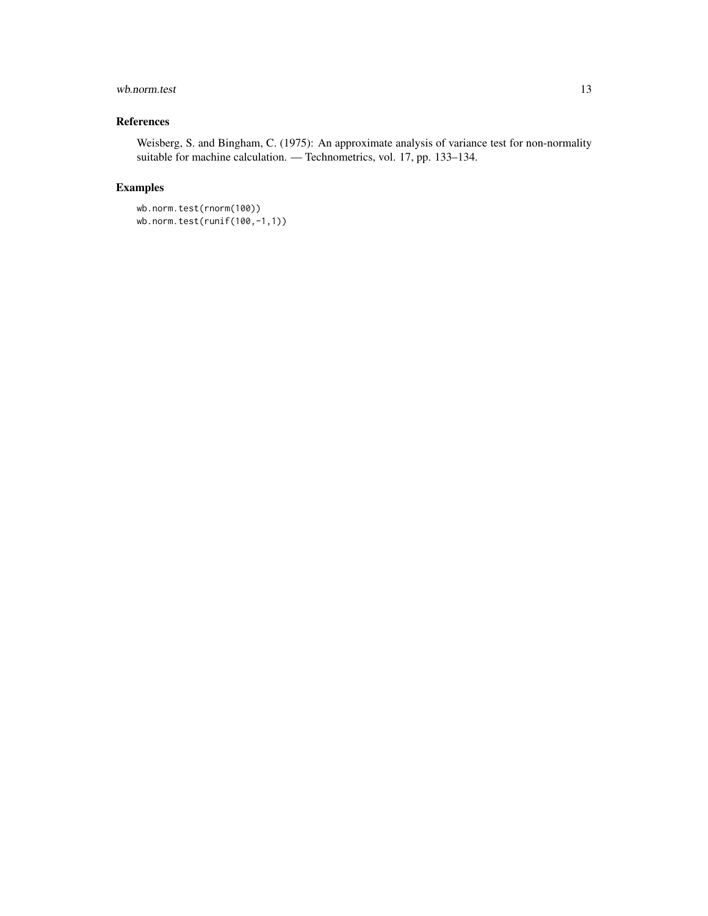## References

Weisberg, S. and Bingham, C. (1975): An approximate analysis of variance test for non-normality suitable for machine calculation. — Technometrics, vol. 17, pp. 133–134.

## Examples

```
wb.norm.test(rnorm(100))
wb.norm.test(runif(100,-1,1))
```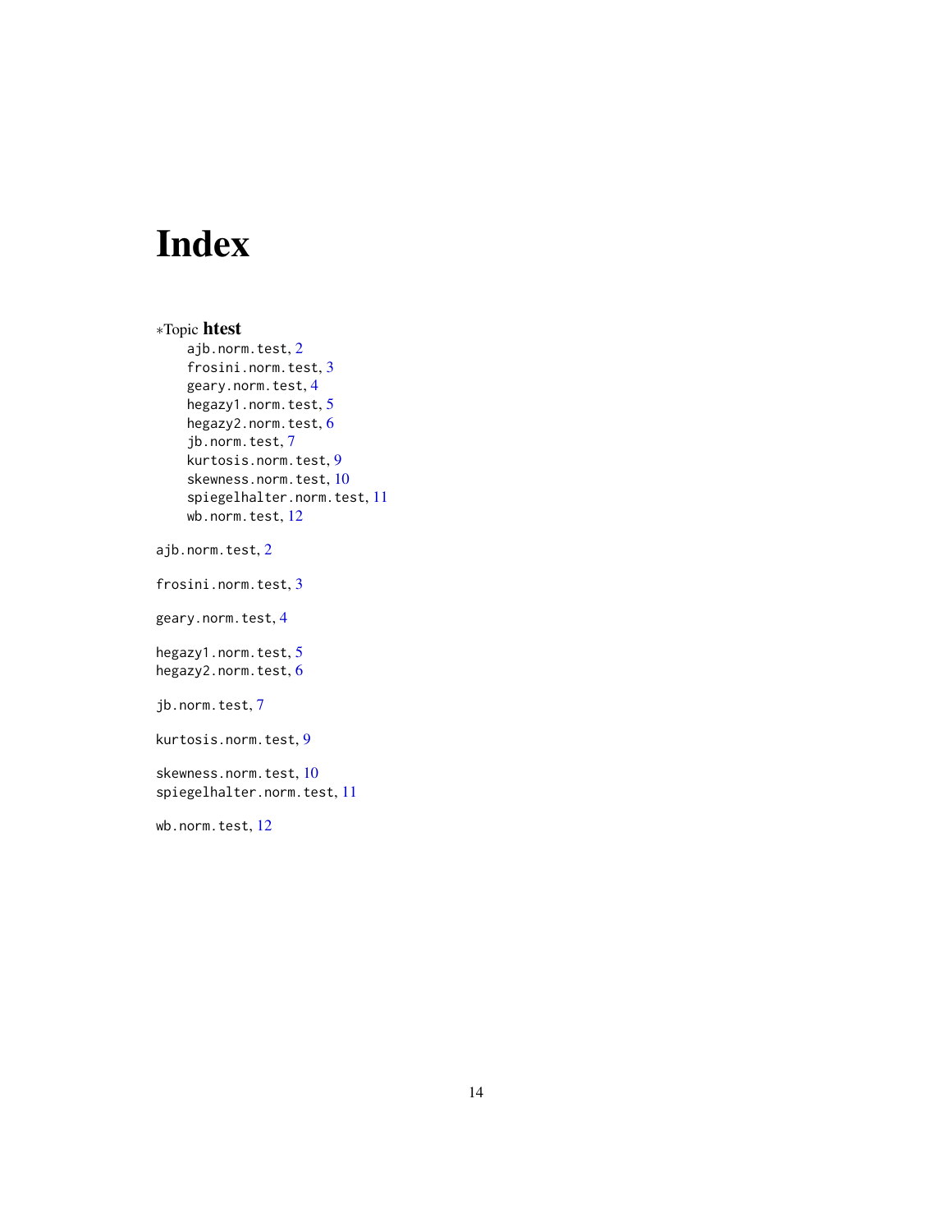# Index

*Topic **htest**

- ajb.norm.test, 2
- frosini.norm.test, 3
- geary.norm.test, 4
- hegazy1.norm.test, 5
- hegazy2.norm.test, 6
- jb.norm.test, 7
- kurtosis.norm.test, 9
- skewness.norm.test, 10
- spiegelhalter.norm.test, 11
- wb.norm.test, 12

ajb.norm.test, 2

frosini.norm.test, 3

geary.norm.test, 4

hegazy1.norm.test, 5
hegazy2.norm.test, 6

jb.norm.test, 7

kurtosis.norm.test, 9

skewness.norm.test, 10
spiegelhalter.norm.test, 11

wb.norm.test, 12